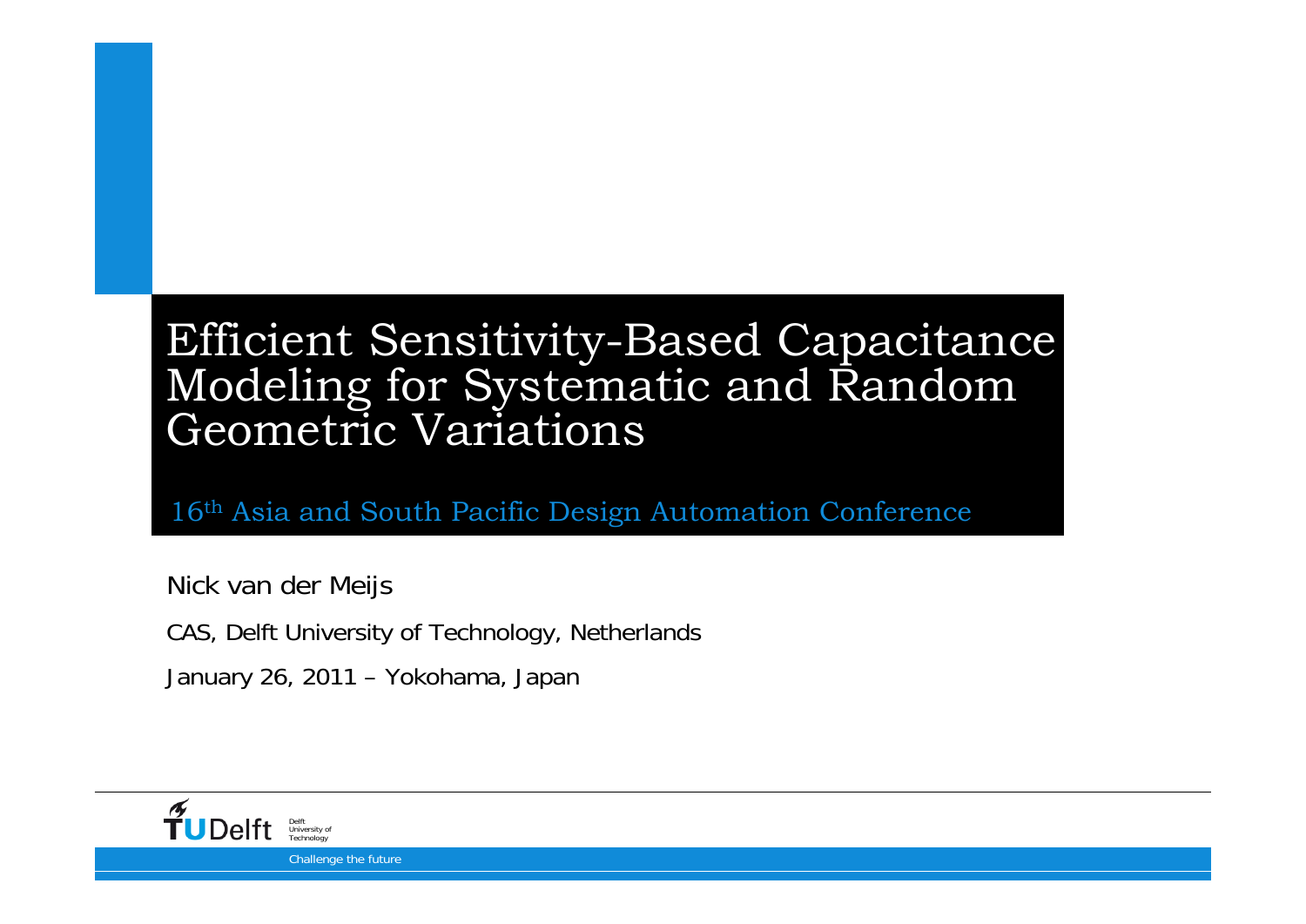# Efficient Sensitivity-Based Capacitance Modeling for Systematic and Random Geometric Variations

16th Asia and South Pacific Design Automation Conference

Nick van der Meijs

CAS, Delft University of Technology, Netherlands

January 26, 2011 – Yokohama, Japan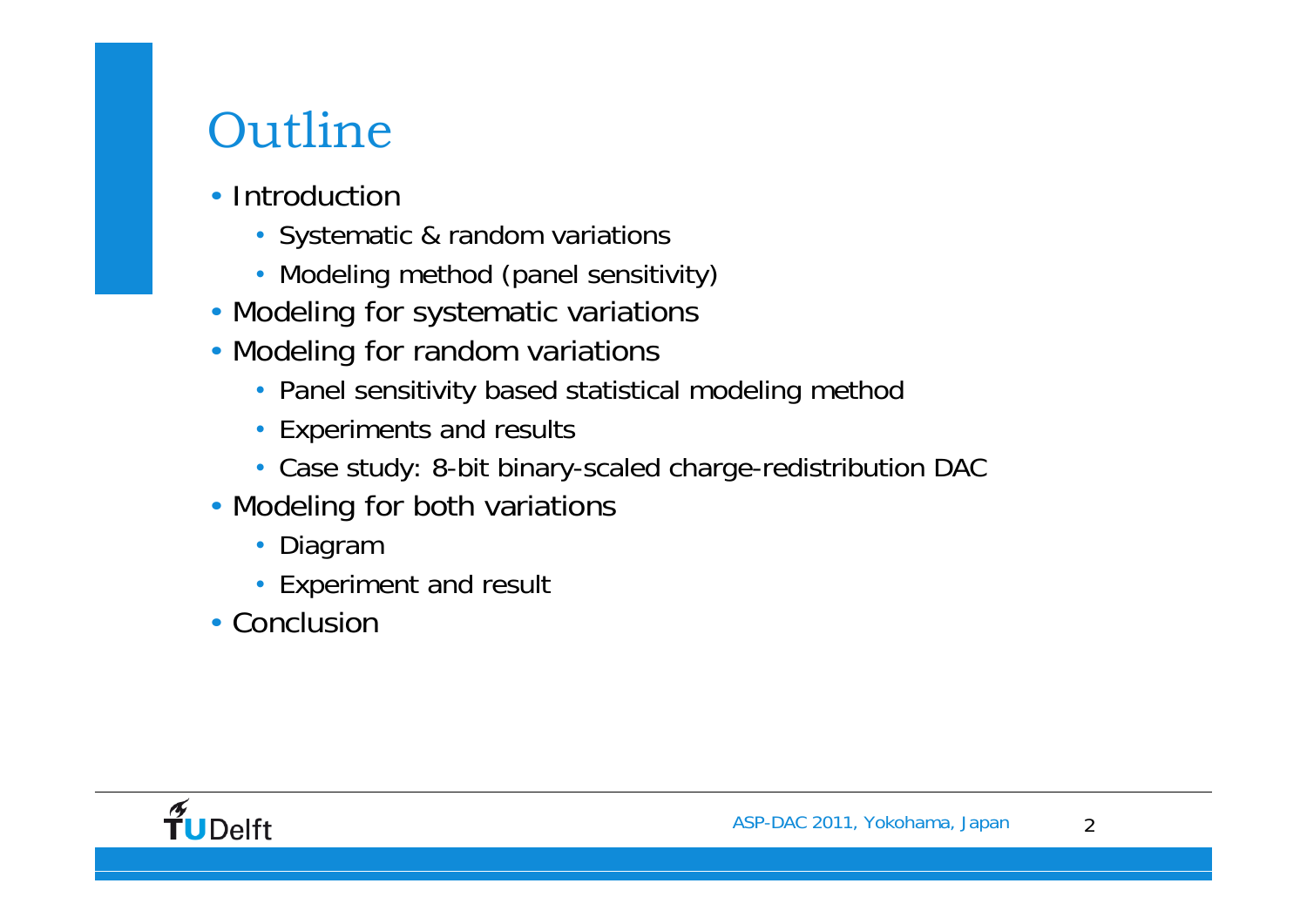# Outline

- Introduction
  - Systematic & random variations
  - Modeling method (panel sensitivity)
- Modeling for systematic variations
- Modeling for random variations
  - Panel sensitivity based statistical modeling method
  - Experiments and results
  - Case study: 8-bit binary-scaled charge-redistribution DAC
- Modeling for both variations
  - Diagram
  - Experiment and result
- Conclusion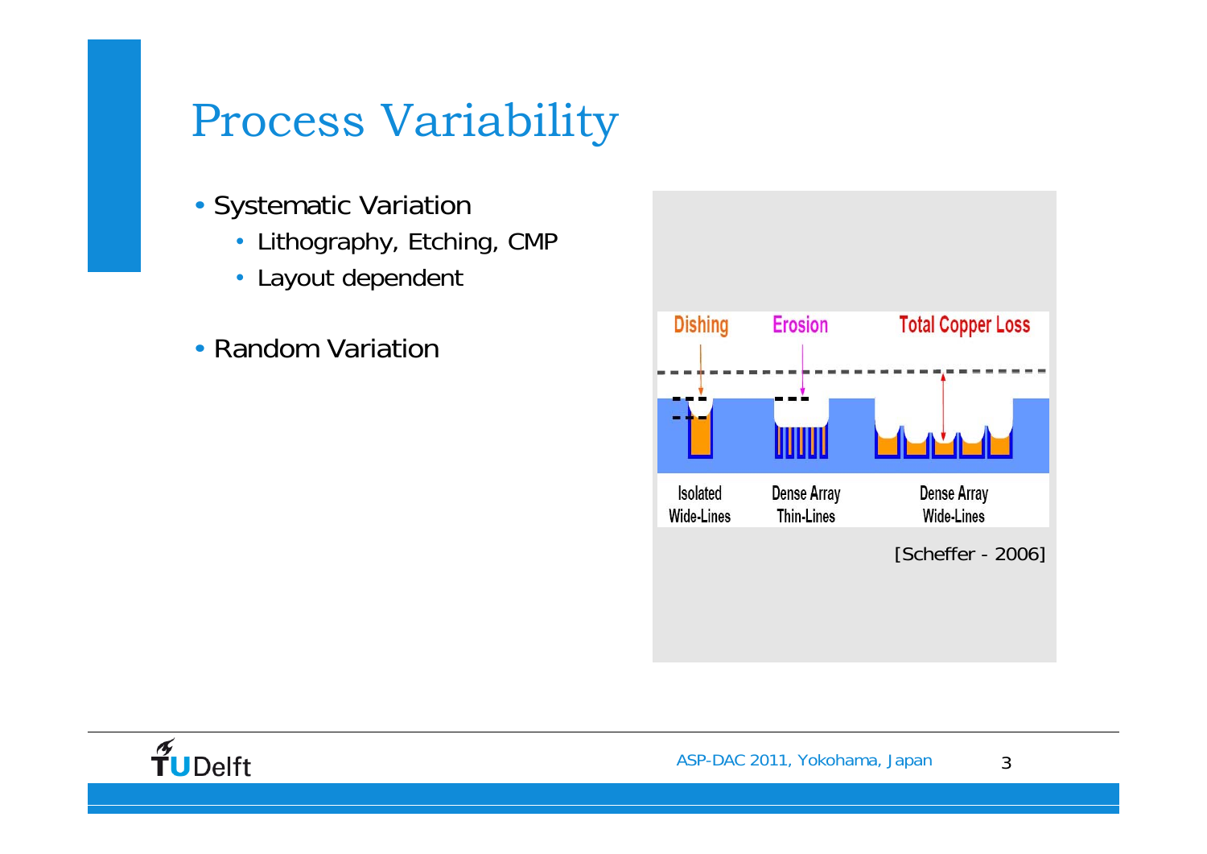# Process Variability

- Systematic Variation
  - Lithography, Etching, CMP
  - Layout dependent
- Random Variation

Dishing | Erosion | Total Copper Loss

Isolated Wide-Lines | Dense Array Thin-Lines | Dense Array Wide-Lines

[Scheffer - 2006]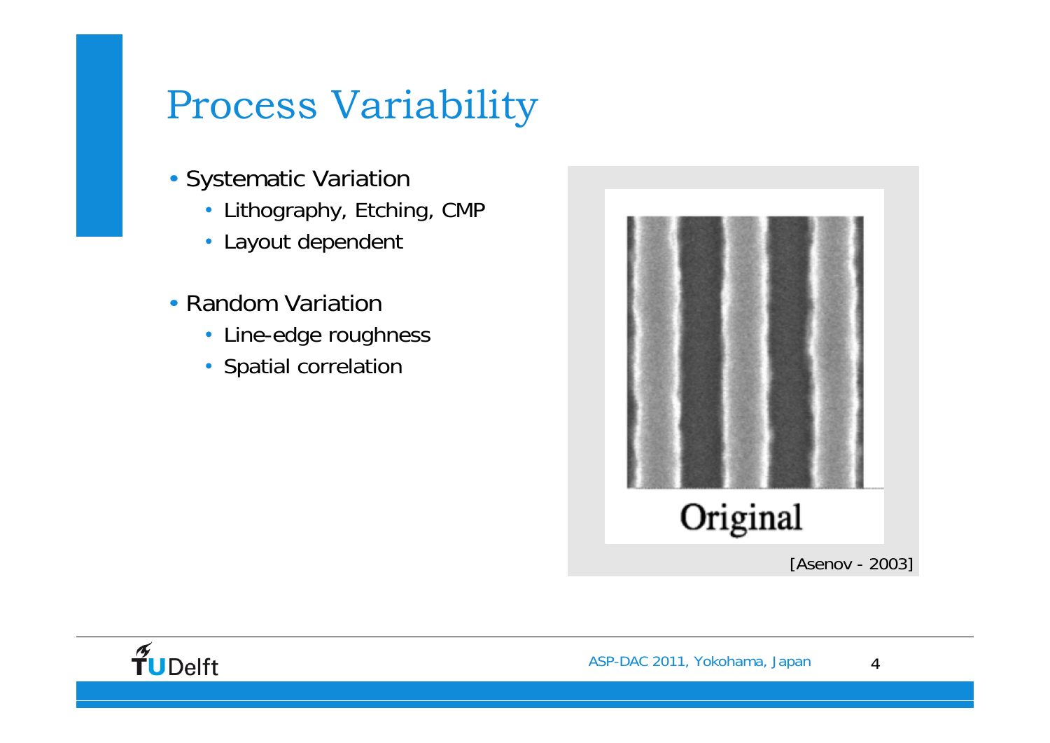# Process Variability

- Systematic Variation
  - Lithography, Etching, CMP
  - Layout dependent
- Random Variation
  - Line-edge roughness
  - Spatial correlation

Original

[Asenov - 2003]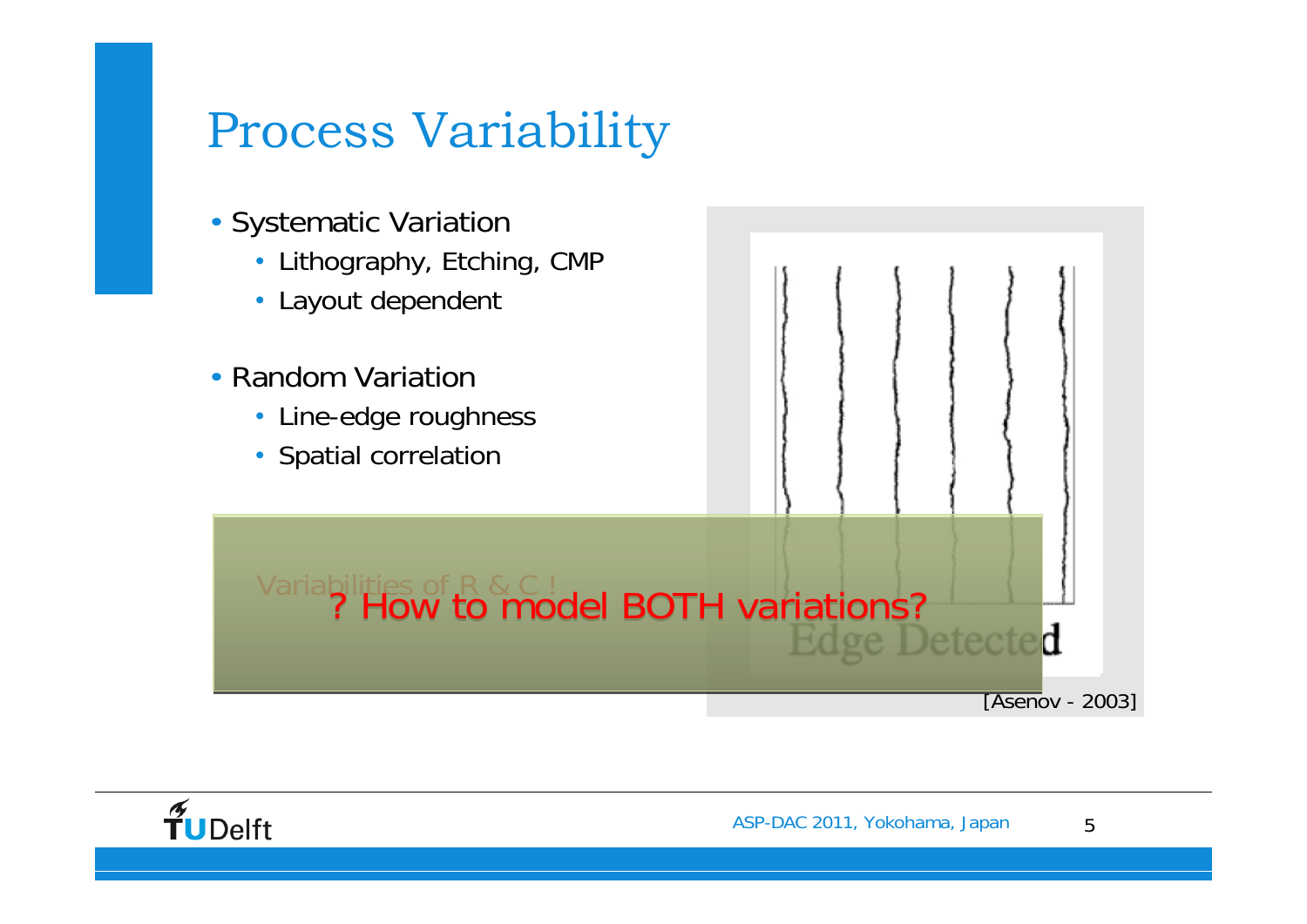# Process Variability

- Systematic Variation
  - Lithography, Etching, CMP
  - Layout dependent
- Random Variation
  - Line-edge roughness
  - Spatial correlation

Edge Detected

[Asenov - 2003]

Variabilities of R & C !

? How to model BOTH variations?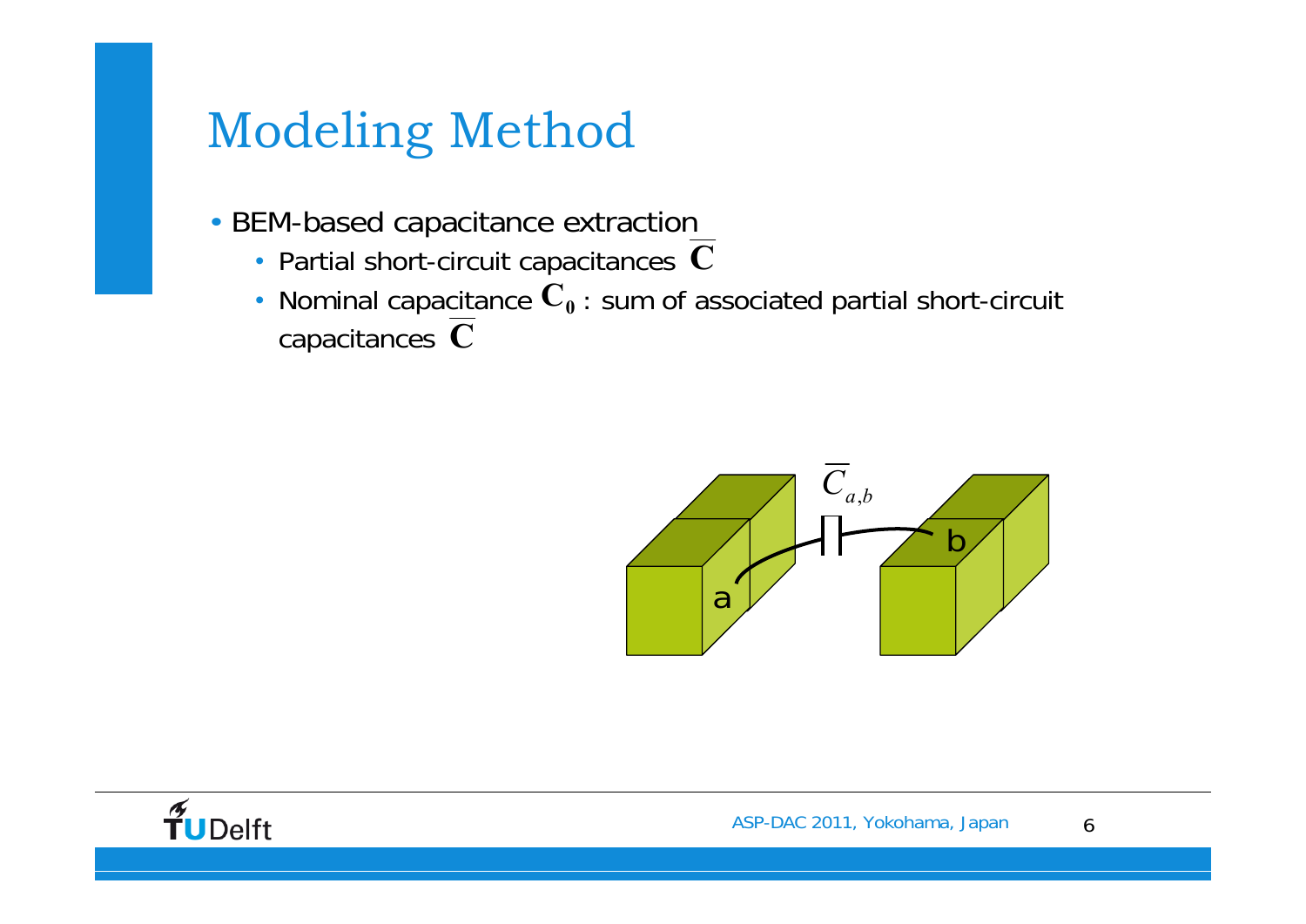# Modeling Method

- BEM-based capacitance extraction
  - Partial short-circuit capacitances $\overline{\mathbf{C}}$
  - Nominal capacitance $\mathbf{C_0}$ : sum of associated partial short-circuit capacitances $\overline{\mathbf{C}}$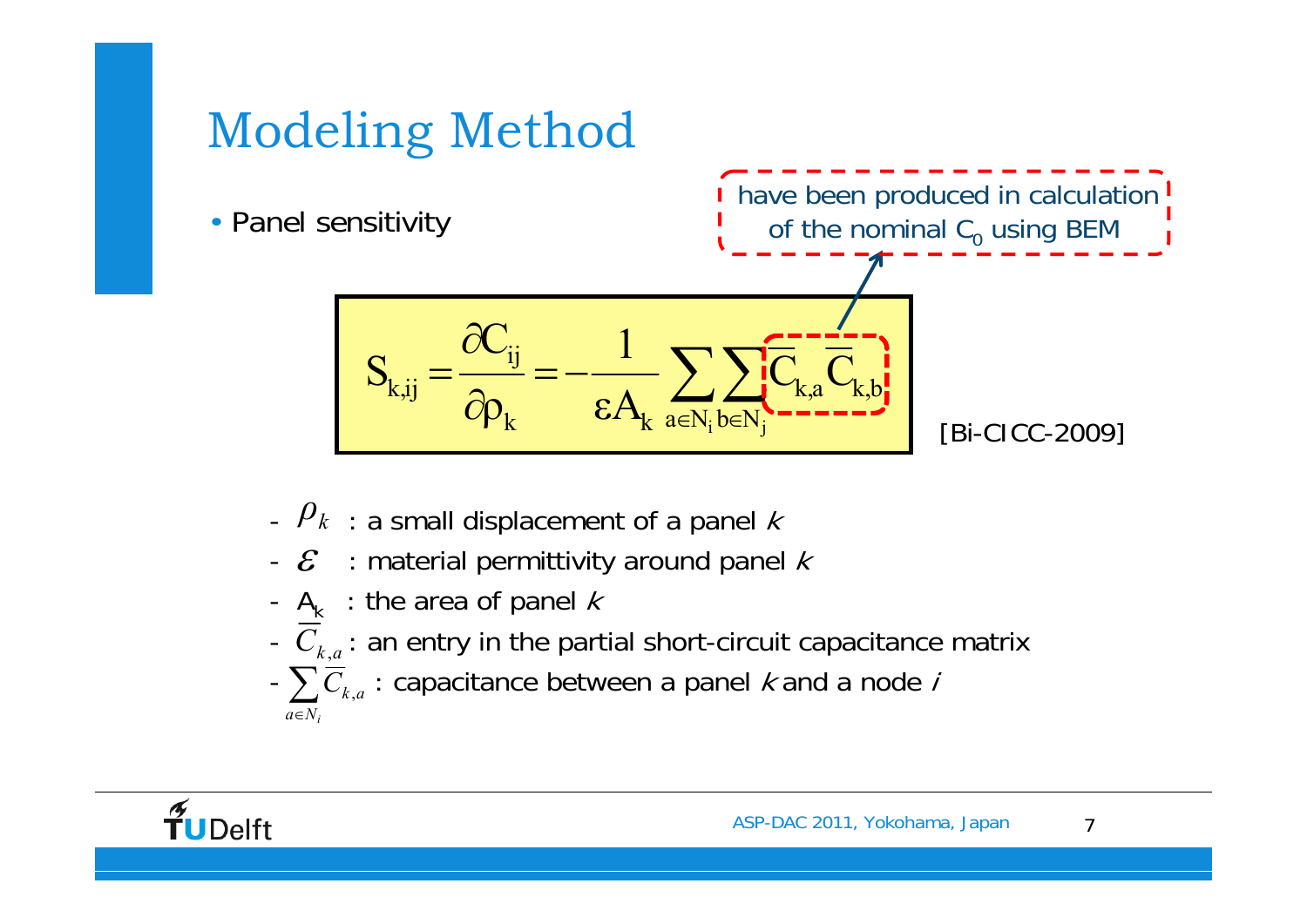# Modeling Method

- Panel sensitivity

have been produced in calculation of the nominal $C_0$ using BEM

$$S_{k,ij} = \frac{\partial C_{ij}}{\partial \rho_k} = -\frac{1}{\varepsilon A_k} \sum_{a \in N_i} \sum_{b \in N_j} \overline{C}_{k,a} \overline{C}_{k,b}$$

[Bi-CICC-2009]

- $\rho_k$ : a small displacement of a panel *k*
- $\varepsilon$ : material permittivity around panel *k*
- $A_k$ : the area of panel *k*
- $\overline{C}_{k,a}$ : an entry in the partial short-circuit capacitance matrix
- $\sum_{a \in N_i} \overline{C}_{k,a}$ : capacitance between a panel *k* and a node *i*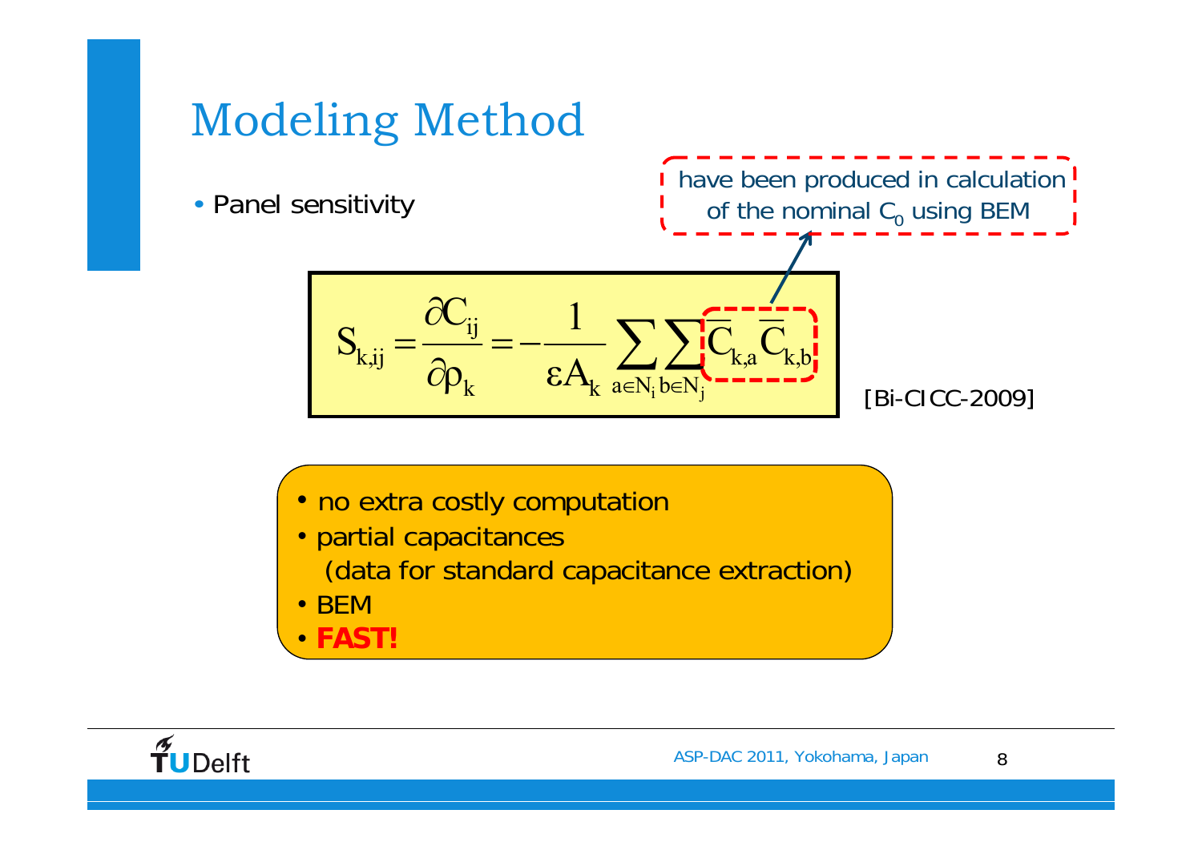# Modeling Method

- Panel sensitivity

have been produced in calculation of the nominal $C_0$ using BEM

$$S_{k,ij} = \frac{\partial C_{ij}}{\partial \rho_k} = -\frac{1}{\varepsilon A_k} \sum_{a \in N_i} \sum_{b \in N_j} \overline{C}_{k,a} \overline{C}_{k,b}$$

[Bi-CICC-2009]

- no extra costly computation
- partial capacitances
  (data for standard capacitance extraction)
- BEM
- **FAST!**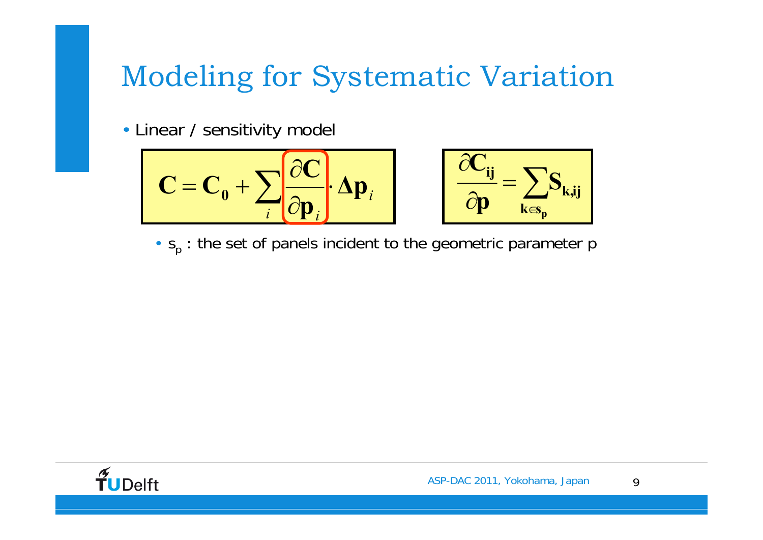# Modeling for Systematic Variation

- Linear / sensitivity model

$$\mathbf{C} = \mathbf{C_0} + \sum_i \frac{\partial \mathbf{C}}{\partial \mathbf{p}_i} \cdot \Delta \mathbf{p}_i$$

$$\frac{\partial \mathbf{C_{ij}}}{\partial \mathbf{p}} = \sum_{\mathbf{k} \in \mathbf{s_p}} \mathbf{S_{k,ij}}$$

  - $s_p$ : the set of panels incident to the geometric parameter p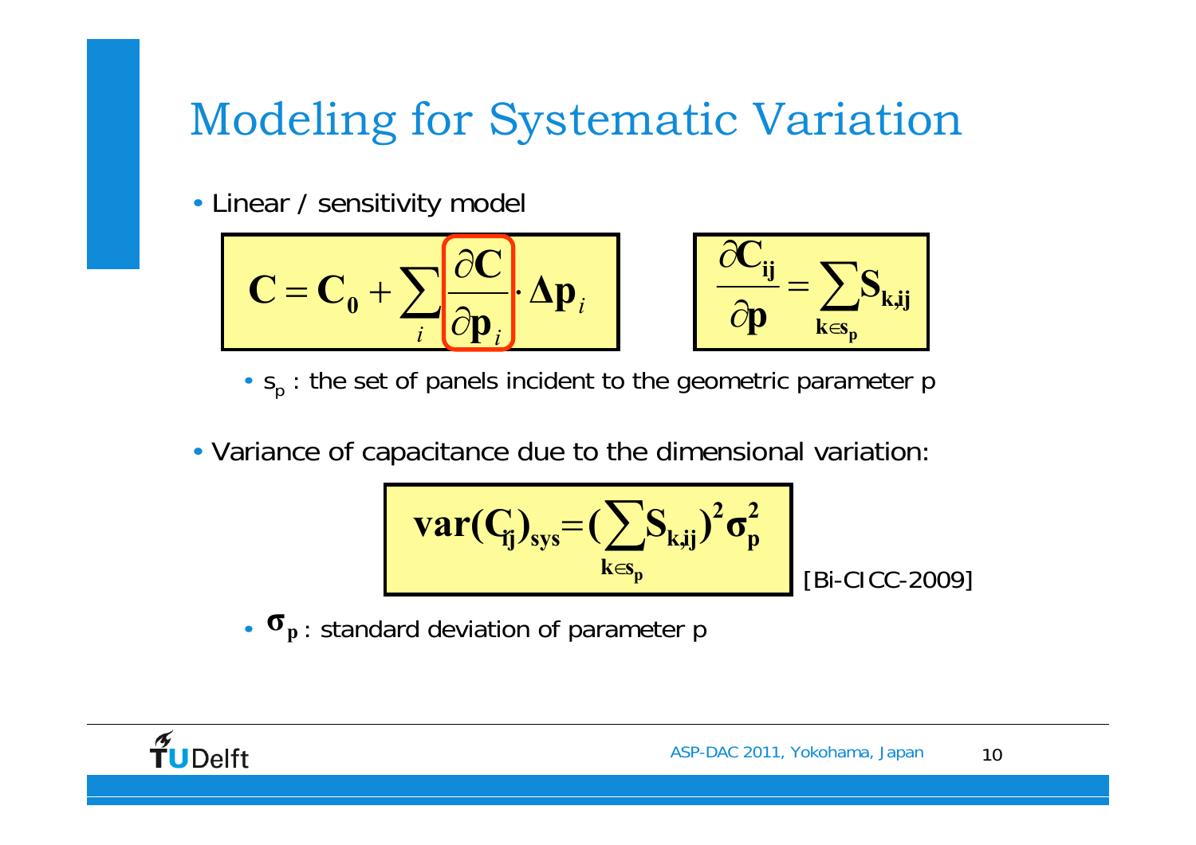# Modeling for Systematic Variation

- Linear / sensitivity model

$$\mathbf{C} = \mathbf{C_0} + \sum_i \frac{\partial \mathbf{C}}{\partial \mathbf{p}_i} \cdot \mathbf{\Delta p}_i$$

$$\frac{\partial \mathbf{C_{ij}}}{\partial \mathbf{p}} = \sum_{\mathbf{k} \in \mathbf{s_p}} \mathbf{S_{k,ij}}$$

  - $s_p$ : the set of panels incident to the geometric parameter p

- Variance of capacitance due to the dimensional variation:

$$\mathbf{var(C_{ij})_{sys}} = \left(\sum_{\mathbf{k} \in \mathbf{s_p}} \mathbf{S_{k,ij}}\right)^2 \boldsymbol{\sigma}_\mathbf{p}^2$$

[Bi-CICC-2009]

  - $\boldsymbol{\sigma}_\mathbf{p}$ : standard deviation of parameter p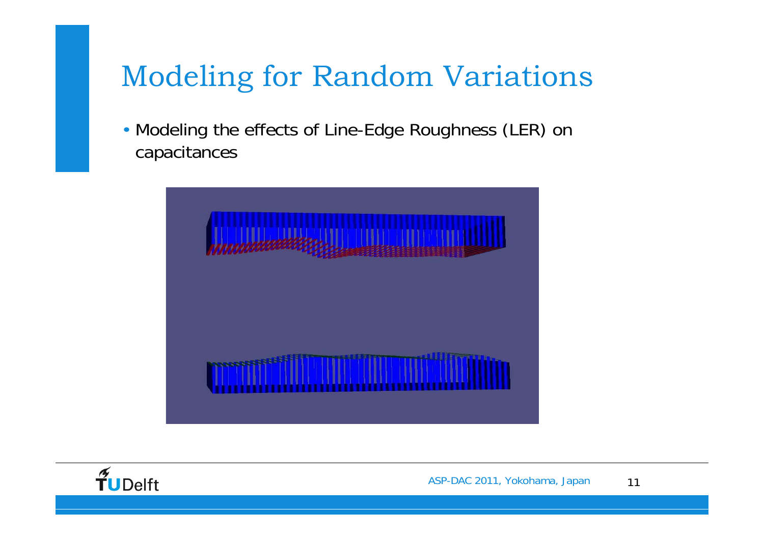# Modeling for Random Variations

- Modeling the effects of Line-Edge Roughness (LER) on capacitances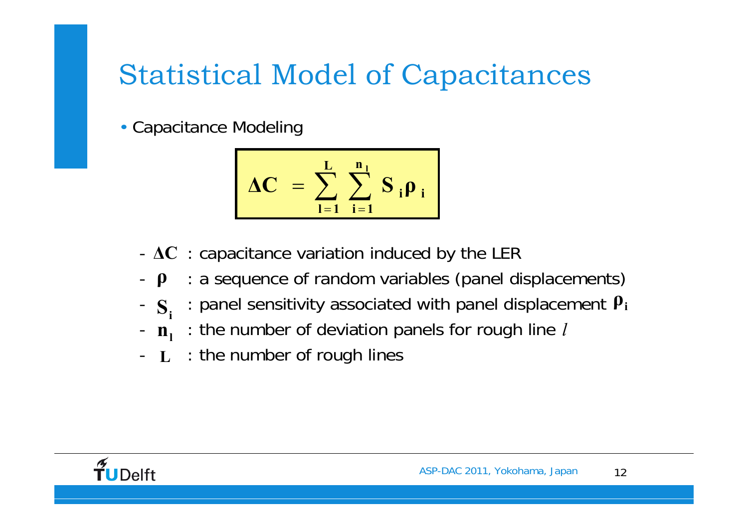# Statistical Model of Capacitances

- Capacitance Modeling

$$\Delta C = \sum_{l=1}^{L} \sum_{i=1}^{n_l} S_i \rho_i$$

  - $\Delta C$ : capacitance variation induced by the LER
  - $\rho$ : a sequence of random variables (panel displacements)
  - $S_i$ : panel sensitivity associated with panel displacement $\rho_i$
  - $n_l$ : the number of deviation panels for rough line $l$
  - $L$ : the number of rough lines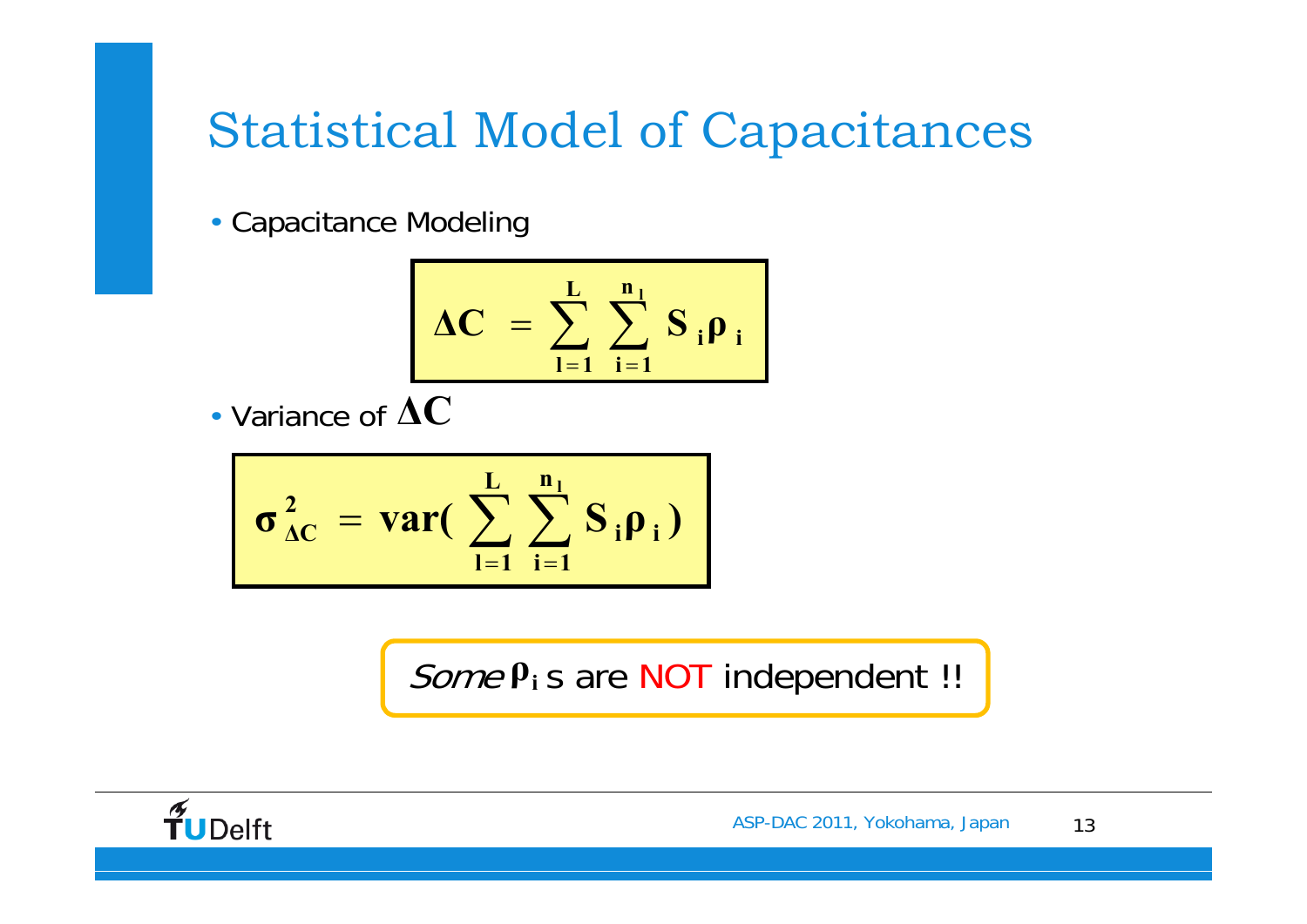# Statistical Model of Capacitances

- Capacitance Modeling

$$\Delta C = \sum_{l=1}^{L} \sum_{i=1}^{n_l} S_i \rho_i$$

- Variance of $\Delta C$

$$\sigma_{\Delta C}^2 = \mathrm{var}\left( \sum_{l=1}^{L} \sum_{i=1}^{n_l} S_i \rho_i \right)$$

*Some* $\rho_i$ s are NOT independent !!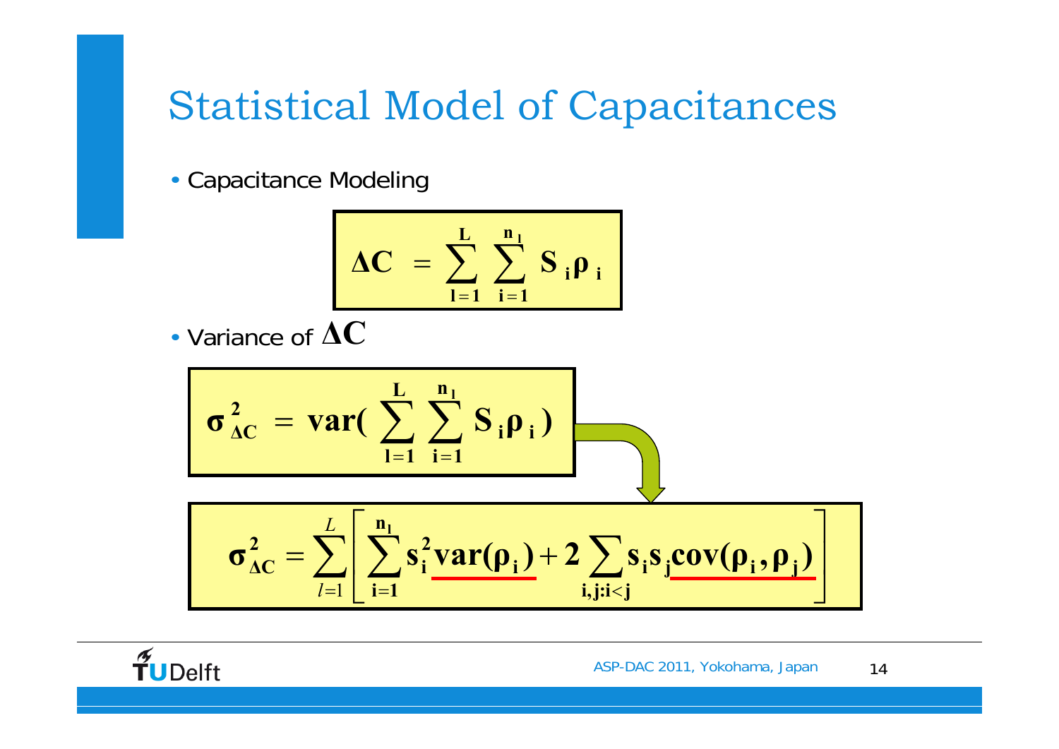# Statistical Model of Capacitances

- Capacitance Modeling

$$\Delta C = \sum_{l=1}^{L} \sum_{i=1}^{n_l} S_i \rho_i$$

- Variance of $\Delta C$

$$\sigma_{\Delta C}^2 = var\left( \sum_{l=1}^{L} \sum_{i=1}^{n_l} S_i \rho_i \right)$$

$$\sigma_{\Delta C}^2 = \sum_{l=1}^{L} \left[ \sum_{i=1}^{n_l} s_i^2 \underline{var(\rho_i)} + 2 \sum_{i,j:i<j} s_i s_j \underline{cov(\rho_i, \rho_j)} \right]$$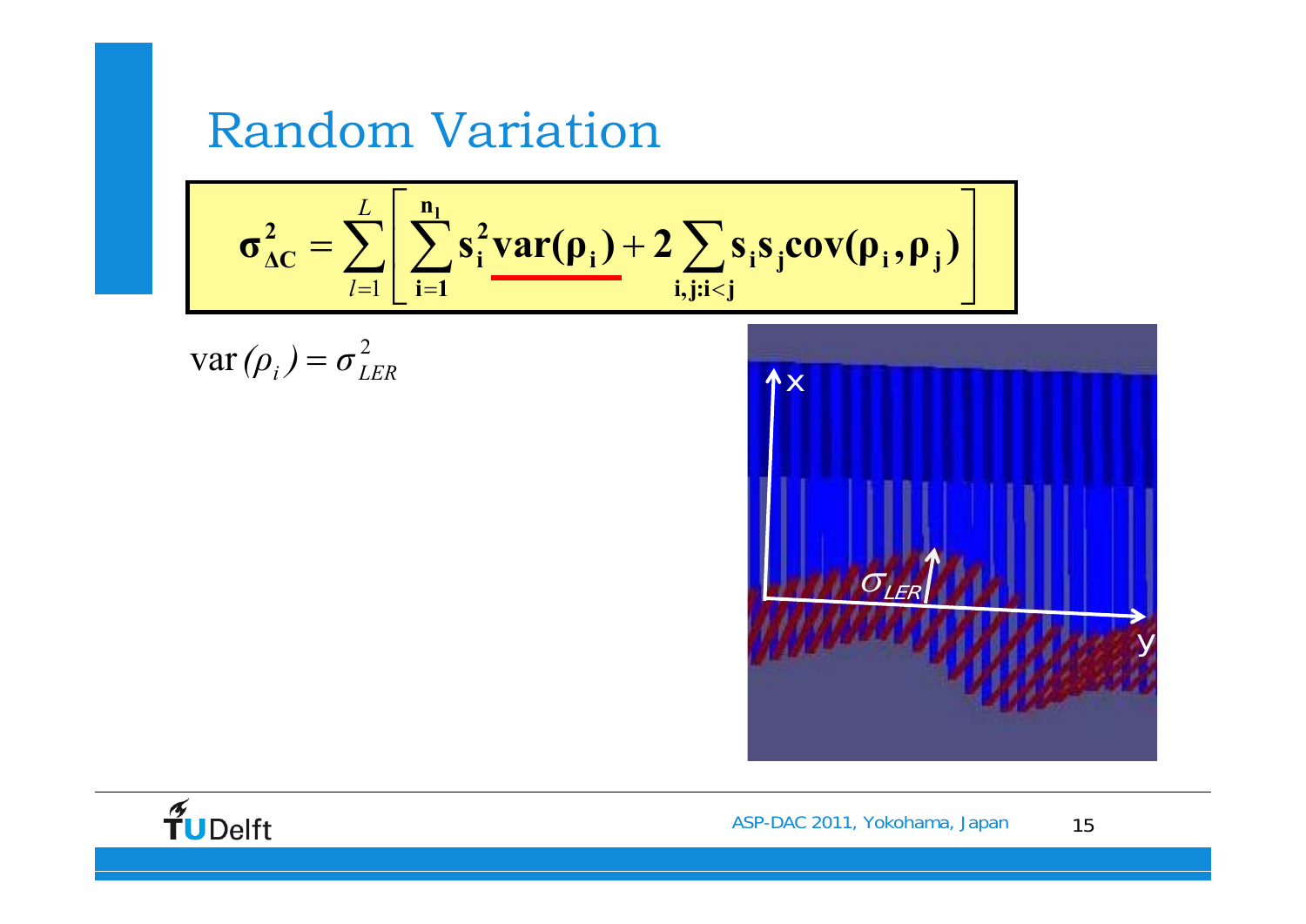# Random Variation

$$\sigma_{\Delta C}^2 = \sum_{l=1}^{L} \left[ \sum_{i=1}^{n_l} s_i^2 \underline{var(\rho_i)} + 2 \sum_{i,j:i<j} s_i s_j cov(\rho_i, \rho_j) \right]$$

$$\mathrm{var}(\rho_i) = \sigma_{LER}^2$$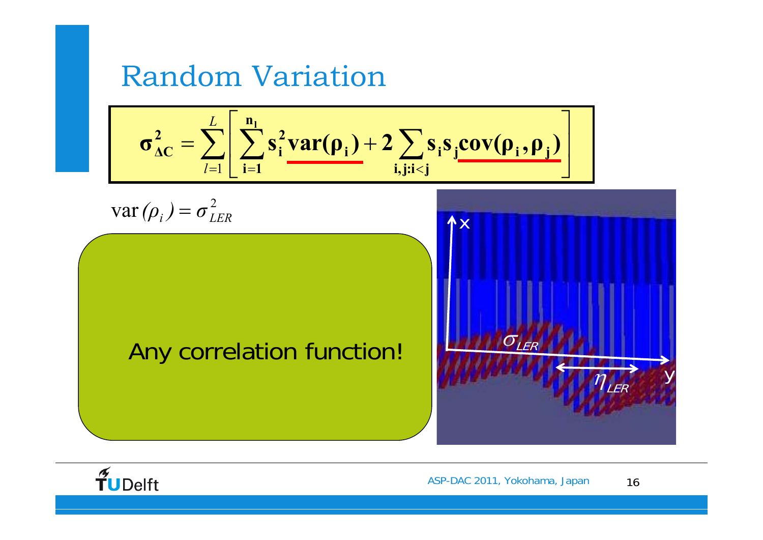# Random Variation

$$\sigma^2_{\Delta C} = \sum_{l=1}^{L} \left[ \sum_{i=1}^{n_l} s_i^2 \underline{\text{var}(\rho_i)} + 2 \sum_{i,j:i<j} s_i s_j \underline{\text{cov}(\rho_i, \rho_j)} \right]$$

$$\text{var}(\rho_i) = \sigma^2_{LER}$$

Any correlation function!

$\sigma_{LER}$

$\eta_{LER}$

x

y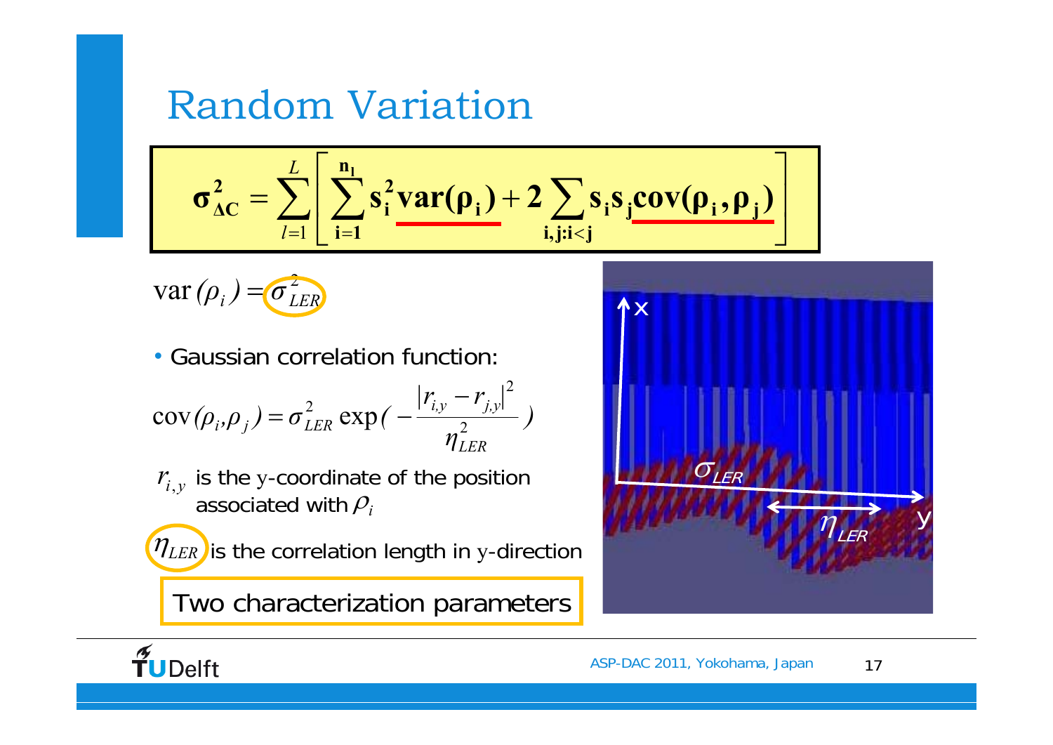# Random Variation

$$\sigma_{\Delta C}^2 = \sum_{l=1}^{L} \left[ \sum_{i=1}^{n_l} s_i^2 \underline{var(\rho_i)} + 2 \sum_{i,j:i<j} s_i s_j \underline{cov(\rho_i, \rho_j)} \right]$$

$$var(\rho_i) = \sigma_{LER}^2$$

- Gaussian correlation function:

$$cov(\rho_i, \rho_j) = \sigma_{LER}^2 \exp\left(-\frac{|r_{i,y} - r_{j,y}|^2}{\eta_{LER}^2}\right)$$

$r_{i,y}$ is the y-coordinate of the position associated with $\rho_i$

$\eta_{LER}$ is the correlation length in y-direction

Two characterization parameters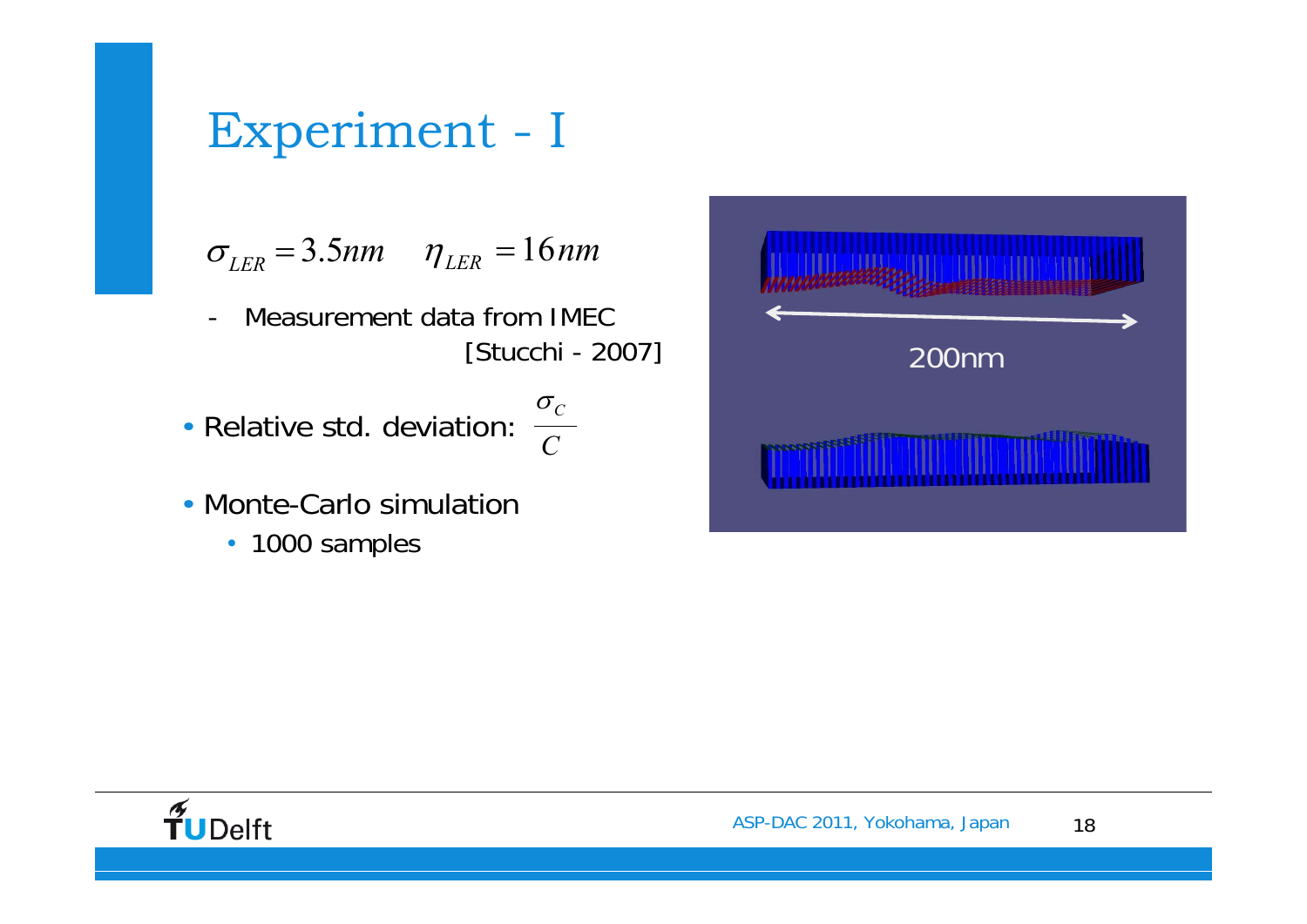# Experiment - I

$\sigma_{LER} = 3.5nm \quad \eta_{LER} = 16nm$

- Measurement data from IMEC [Stucchi - 2007]

- Relative std. deviation: $\frac{\sigma_C}{C}$
- Monte-Carlo simulation
  - 1000 samples

200nm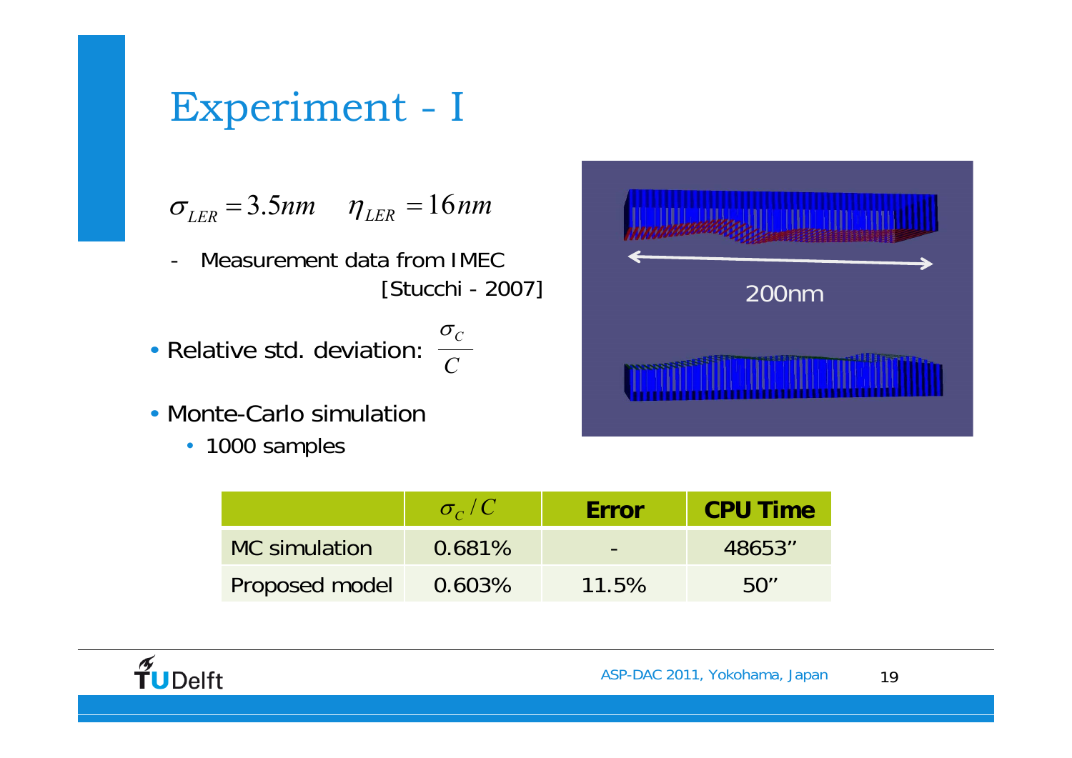# Experiment - I

$\sigma_{LER} = 3.5nm \quad \eta_{LER} = 16nm$

- Measurement data from IMEC [Stucchi - 2007]

- Relative std. deviation: $\frac{\sigma_C}{C}$
- Monte-Carlo simulation
  - 1000 samples

200nm

| | $\sigma_C / C$ | Error | CPU Time |
|---|---|---|---|
| MC simulation | 0.681% | - | 48653'' |
| Proposed model | 0.603% | 11.5% | 50'' |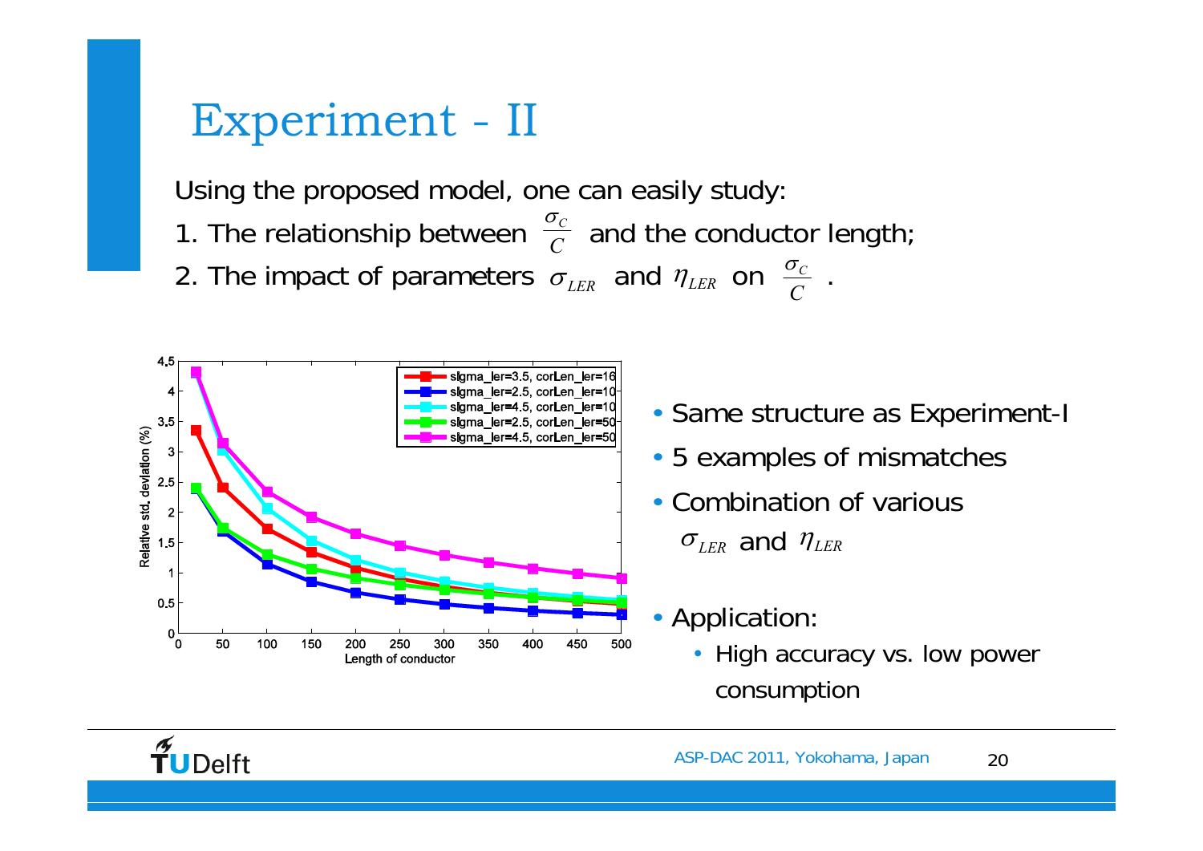# Experiment - II

Using the proposed model, one can easily study:

1. The relationship between $\frac{\sigma_C}{C}$ and the conductor length;
2. The impact of parameters $\sigma_{LER}$ and $\eta_{LER}$ on $\frac{\sigma_C}{C}$ .

- Same structure as Experiment-I
- 5 examples of mismatches
- Combination of various $\sigma_{LER}$ and $\eta_{LER}$
- Application:
  - High accuracy vs. low power consumption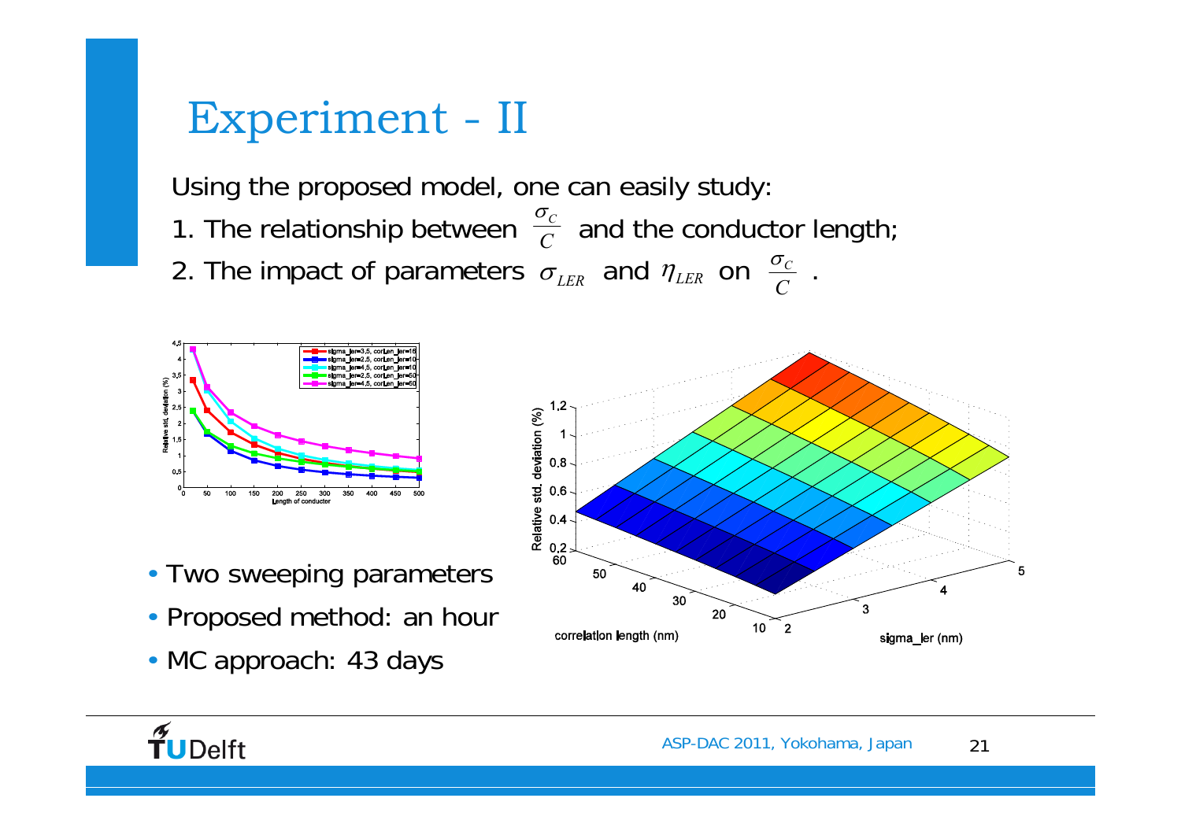# Experiment - II

Using the proposed model, one can easily study:

1. The relationship between $\frac{\sigma_C}{C}$ and the conductor length;
2. The impact of parameters $\sigma_{LER}$ and $\eta_{LER}$ on $\frac{\sigma_C}{C}$ .

- Two sweeping parameters
- Proposed method: an hour
- MC approach: 43 days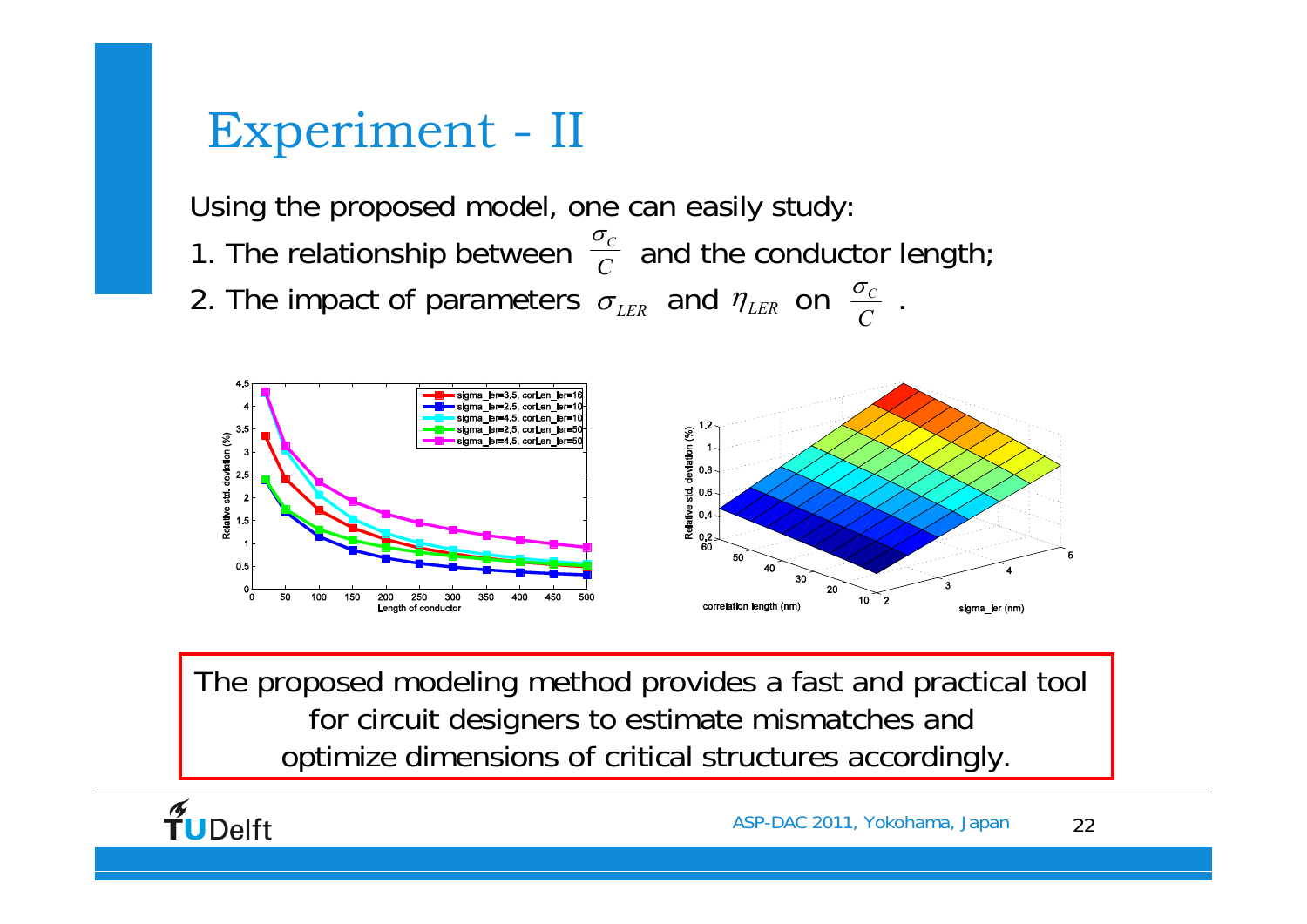# Experiment - II

Using the proposed model, one can easily study:

1. The relationship between $\frac{\sigma_C}{C}$ and the conductor length;
2. The impact of parameters $\sigma_{LER}$ and $\eta_{LER}$ on $\frac{\sigma_C}{C}$ .

The proposed modeling method provides a fast and practical tool for circuit designers to estimate mismatches and optimize dimensions of critical structures accordingly.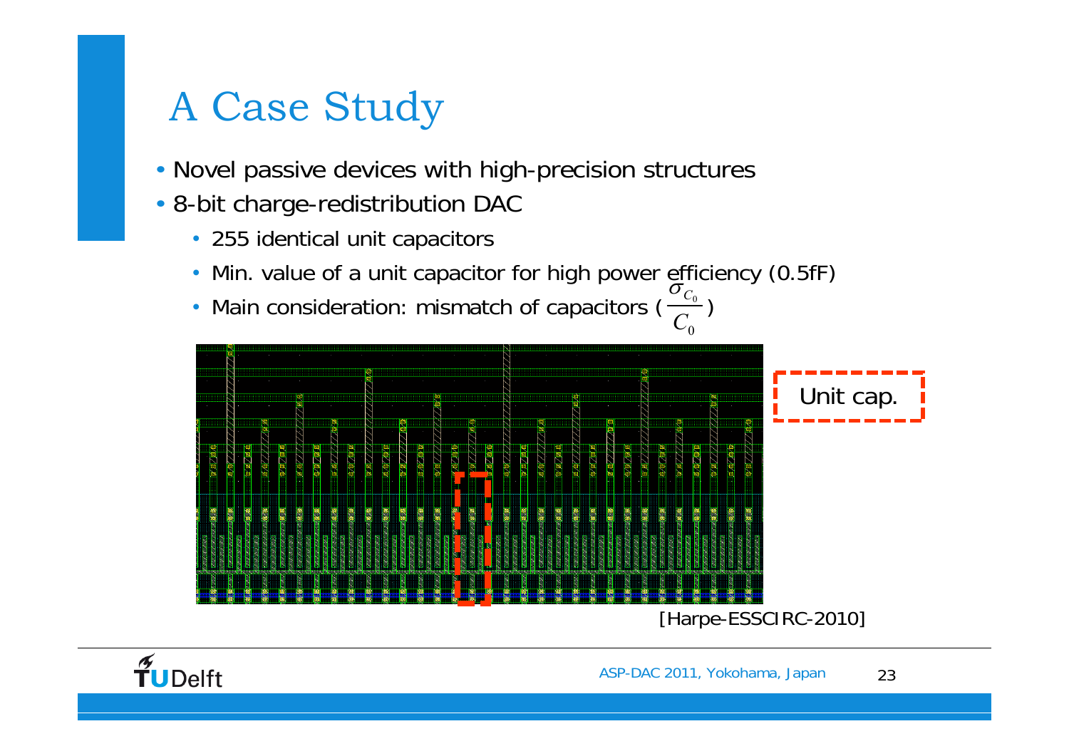# A Case Study

- Novel passive devices with high-precision structures
- 8-bit charge-redistribution DAC
  - 255 identical unit capacitors
  - Min. value of a unit capacitor for high power efficiency (0.5fF)
  - Main consideration: mismatch of capacitors ( $\frac{\sigma_{C_0}}{C_0}$ )

Unit cap.

[Harpe-ESSCIRC-2010]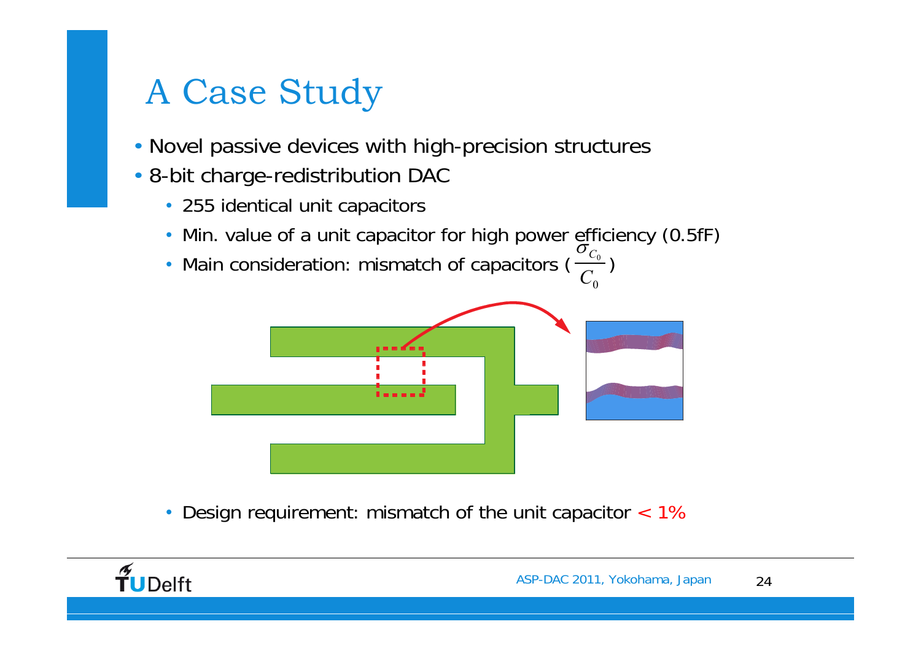# A Case Study

- Novel passive devices with high-precision structures
- 8-bit charge-redistribution DAC
  - 255 identical unit capacitors
  - Min. value of a unit capacitor for high power efficiency (0.5fF)
  - Main consideration: mismatch of capacitors ($\frac{\sigma_{C_0}}{C_0}$)

  - Design requirement: mismatch of the unit capacitor < 1%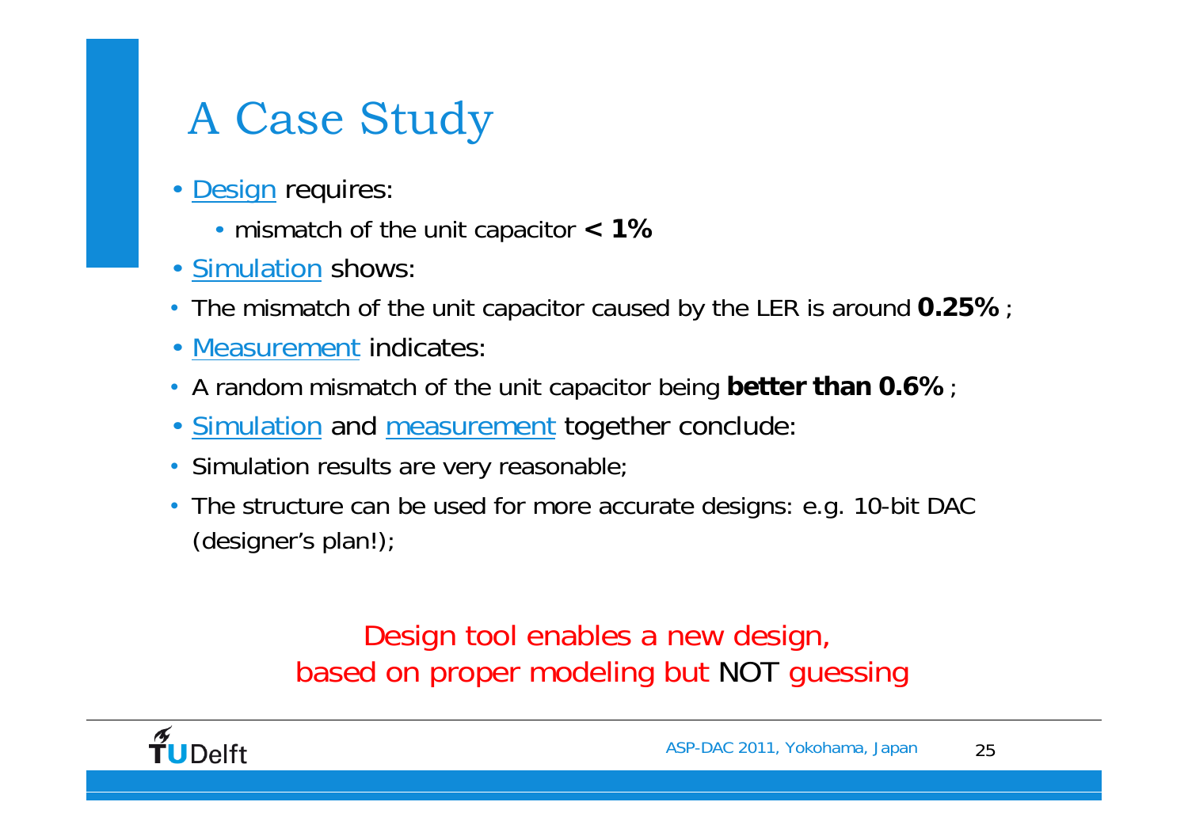# A Case Study

- Design requires:
  - mismatch of the unit capacitor **< 1%**
- Simulation shows:
- The mismatch of the unit capacitor caused by the LER is around **0.25%** ;
- Measurement indicates:
- A random mismatch of the unit capacitor being **better than 0.6%** ;
- Simulation and measurement together conclude:
- Simulation results are very reasonable;
- The structure can be used for more accurate designs: e.g. 10-bit DAC (designer's plan!);

Design tool enables a new design,
based on proper modeling but NOT guessing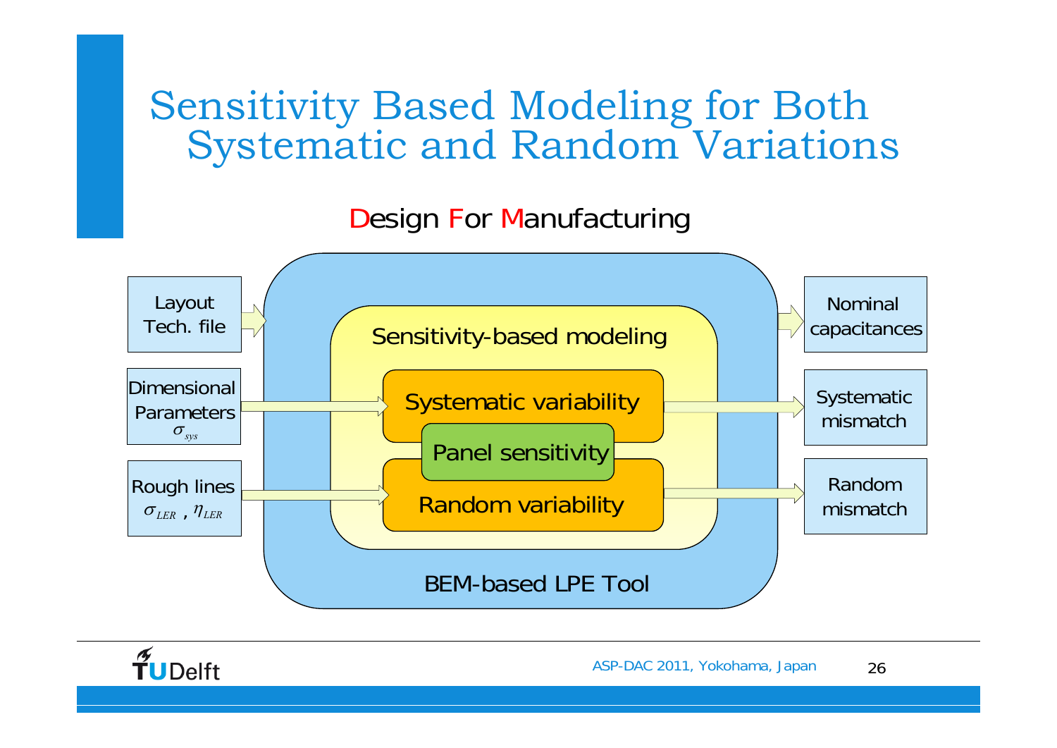# Sensitivity Based Modeling for Both Systematic and Random Variations

**Design For Manufacturing**

- Layout, Tech. file → BEM-based LPE Tool → Nominal capacitances
- Dimensional Parameters $\sigma_{sys}$ → Systematic variability → Systematic mismatch
- Rough lines $\sigma_{LER}$ , $\eta_{LER}$ → Random variability → Random mismatch

BEM-based LPE Tool

- Sensitivity-based modeling
  - Systematic variability
  - Panel sensitivity
  - Random variability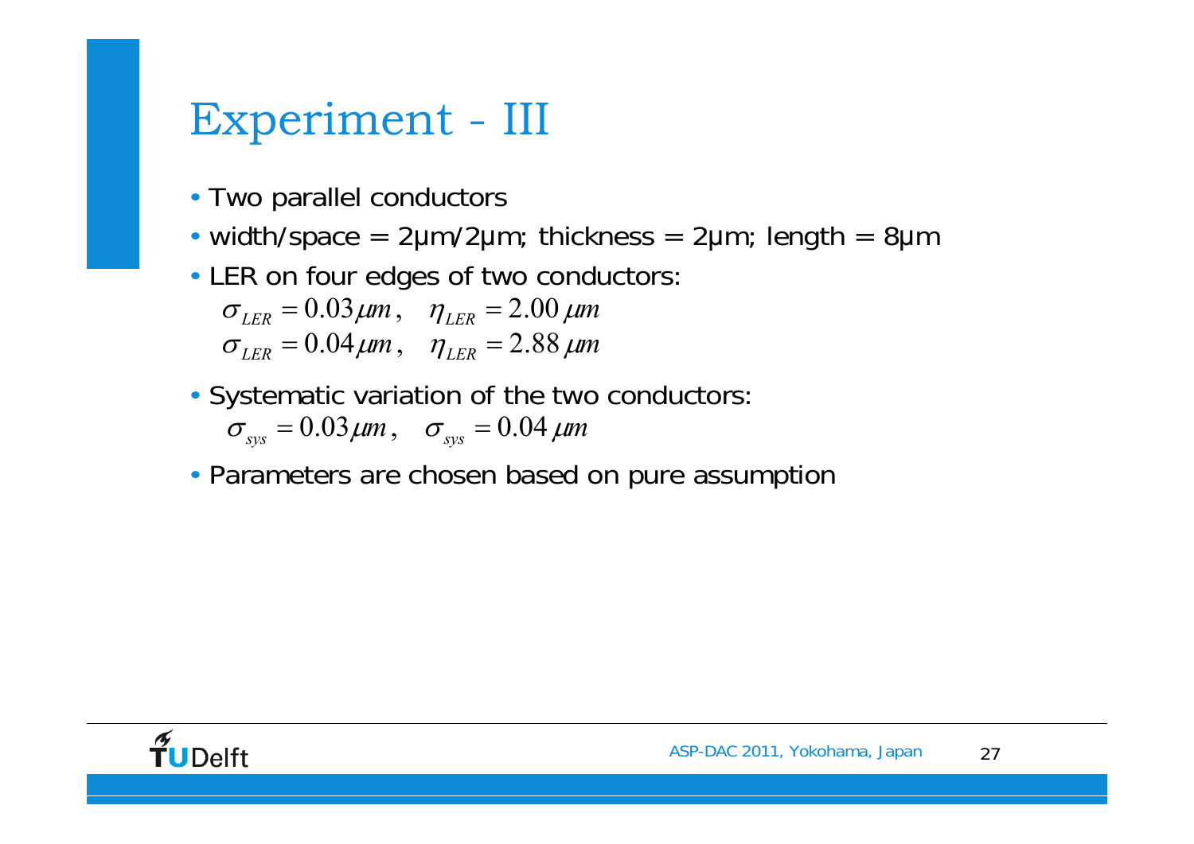# Experiment - III

- Two parallel conductors
- width/space = 2μm/2μm; thickness = 2μm; length = 8μm
- LER on four edges of two conductors:

  $\sigma_{LER} = 0.03\mu m, \quad \eta_{LER} = 2.00\ \mu m$

  $\sigma_{LER} = 0.04\mu m, \quad \eta_{LER} = 2.88\ \mu m$

- Systematic variation of the two conductors:

  $\sigma_{sys} = 0.03\mu m, \quad \sigma_{sys} = 0.04\ \mu m$

- Parameters are chosen based on pure assumption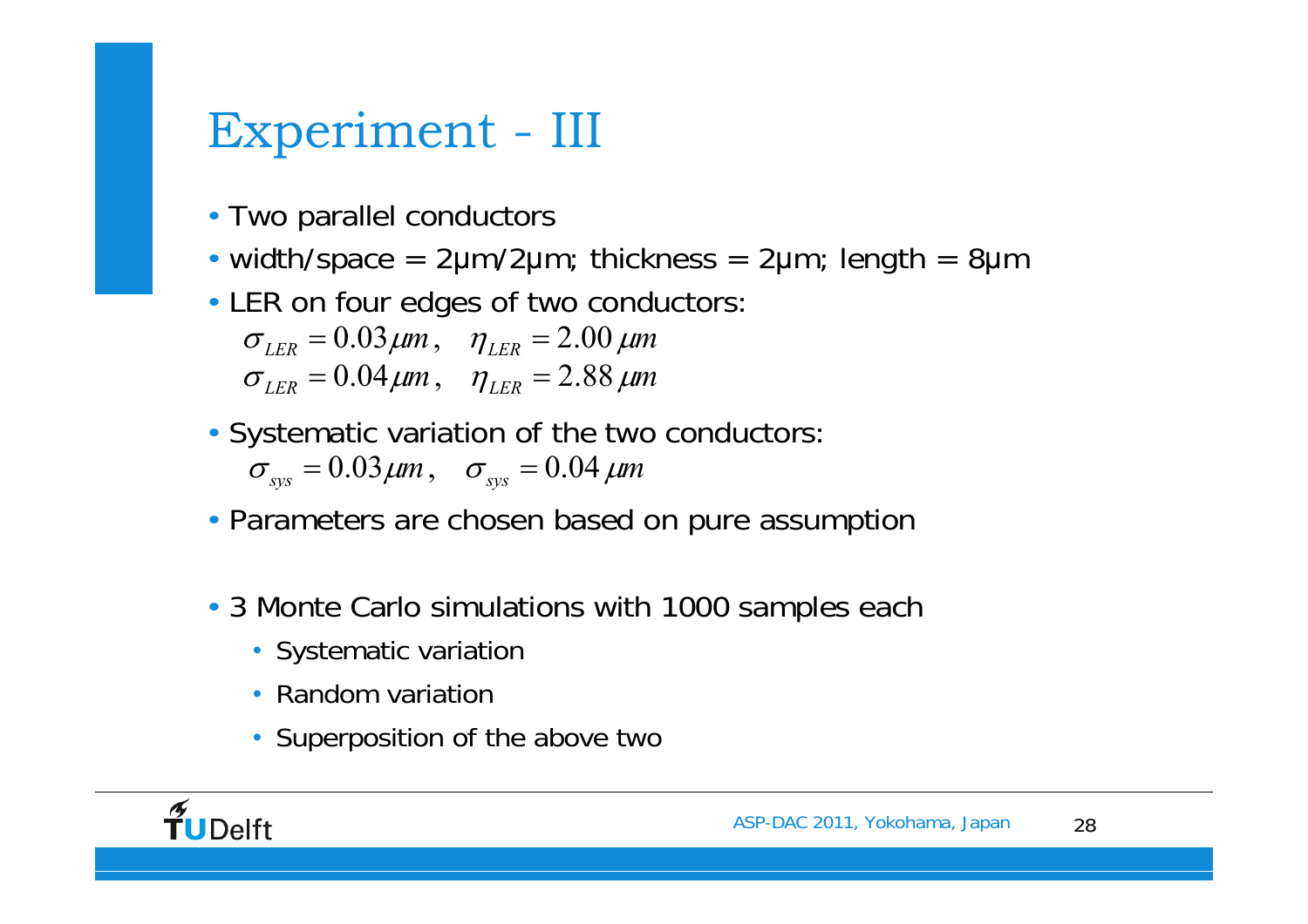# Experiment - III

- Two parallel conductors
- width/space = 2μm/2μm; thickness = 2μm; length = 8μm
- LER on four edges of two conductors:

  $\sigma_{LER} = 0.03\mu m, \quad \eta_{LER} = 2.00\ \mu m$

  $\sigma_{LER} = 0.04\mu m, \quad \eta_{LER} = 2.88\ \mu m$

- Systematic variation of the two conductors:

  $\sigma_{sys} = 0.03\mu m, \quad \sigma_{sys} = 0.04\ \mu m$

- Parameters are chosen based on pure assumption

- 3 Monte Carlo simulations with 1000 samples each
  - Systematic variation
  - Random variation
  - Superposition of the above two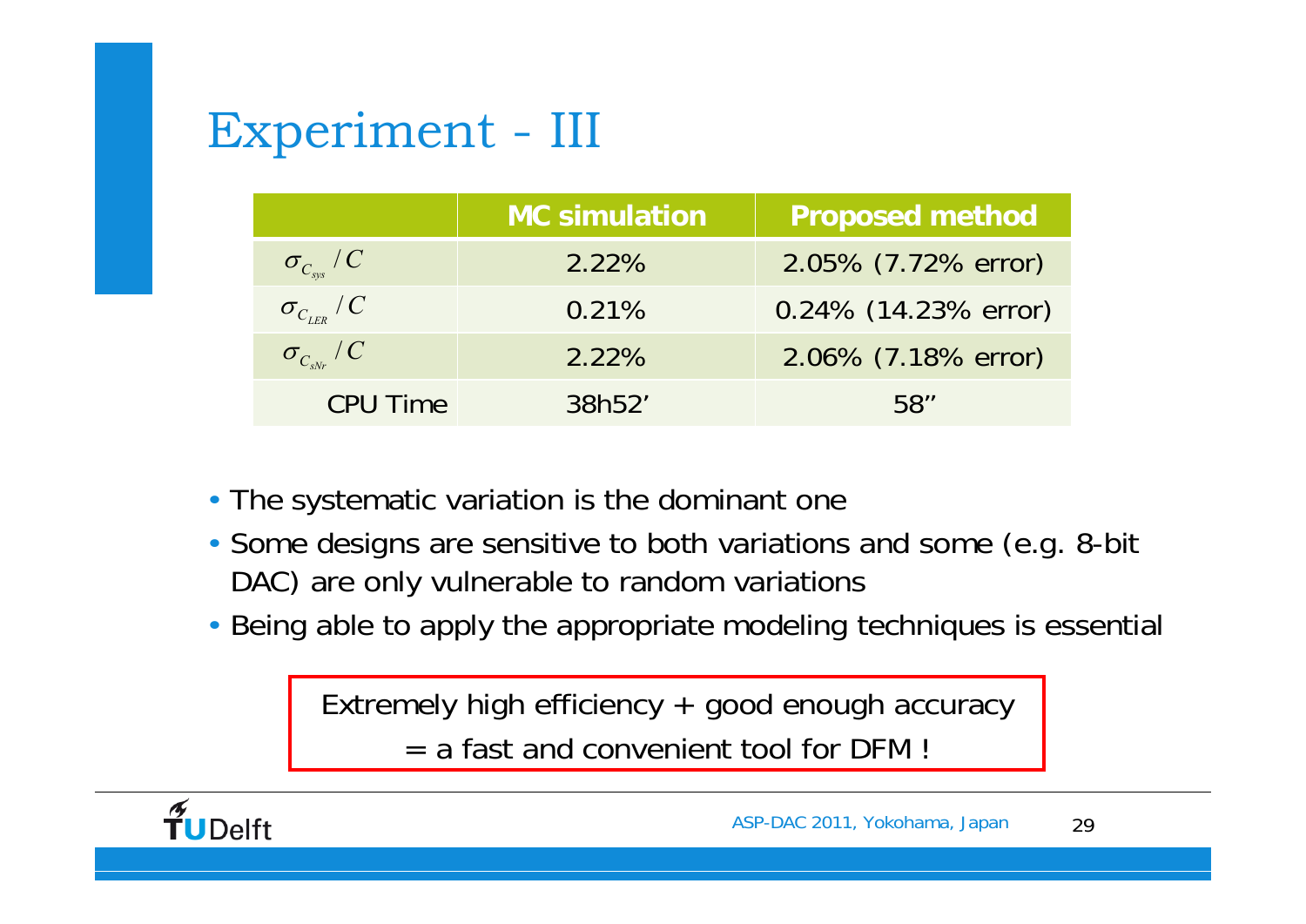# Experiment - III

| | MC simulation | Proposed method |
|---|---|---|
| $\sigma_{C_{sys}}/C$ | 2.22% | 2.05% (7.72% error) |
| $\sigma_{C_{LER}}/C$ | 0.21% | 0.24% (14.23% error) |
| $\sigma_{C_{sNr}}/C$ | 2.22% | 2.06% (7.18% error) |
| CPU Time | 38h52' | 58'' |

- The systematic variation is the dominant one
- Some designs are sensitive to both variations and some (e.g. 8-bit DAC) are only vulnerable to random variations
- Being able to apply the appropriate modeling techniques is essential

Extremely high efficiency + good enough accuracy
= a fast and convenient tool for DFM !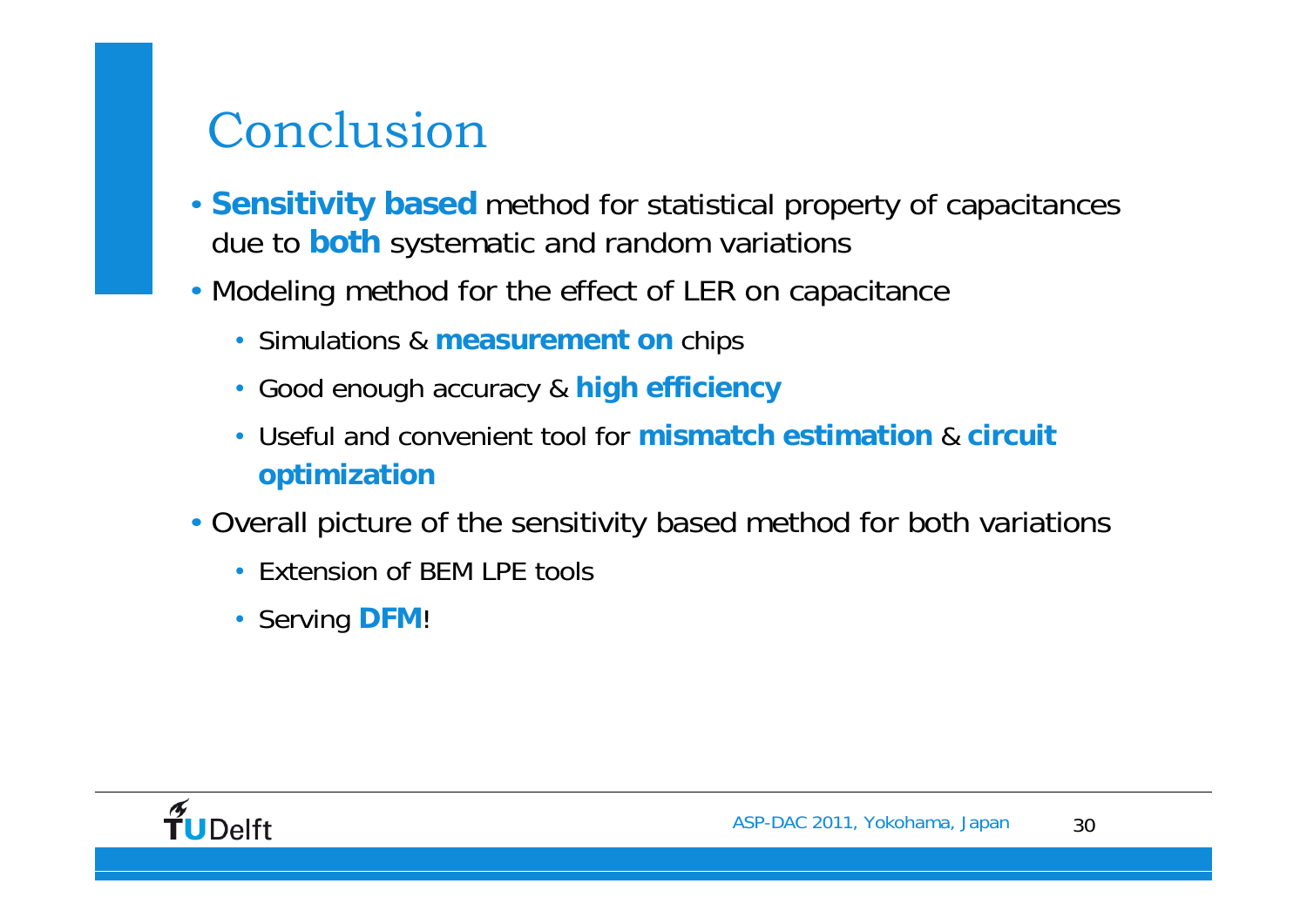# Conclusion

- **Sensitivity based** method for statistical property of capacitances due to **both** systematic and random variations
- Modeling method for the effect of LER on capacitance
  - Simulations & **measurement on** chips
  - Good enough accuracy & **high efficiency**
  - Useful and convenient tool for **mismatch estimation** & **circuit optimization**
- Overall picture of the sensitivity based method for both variations
  - Extension of BEM LPE tools
  - Serving **DFM**!